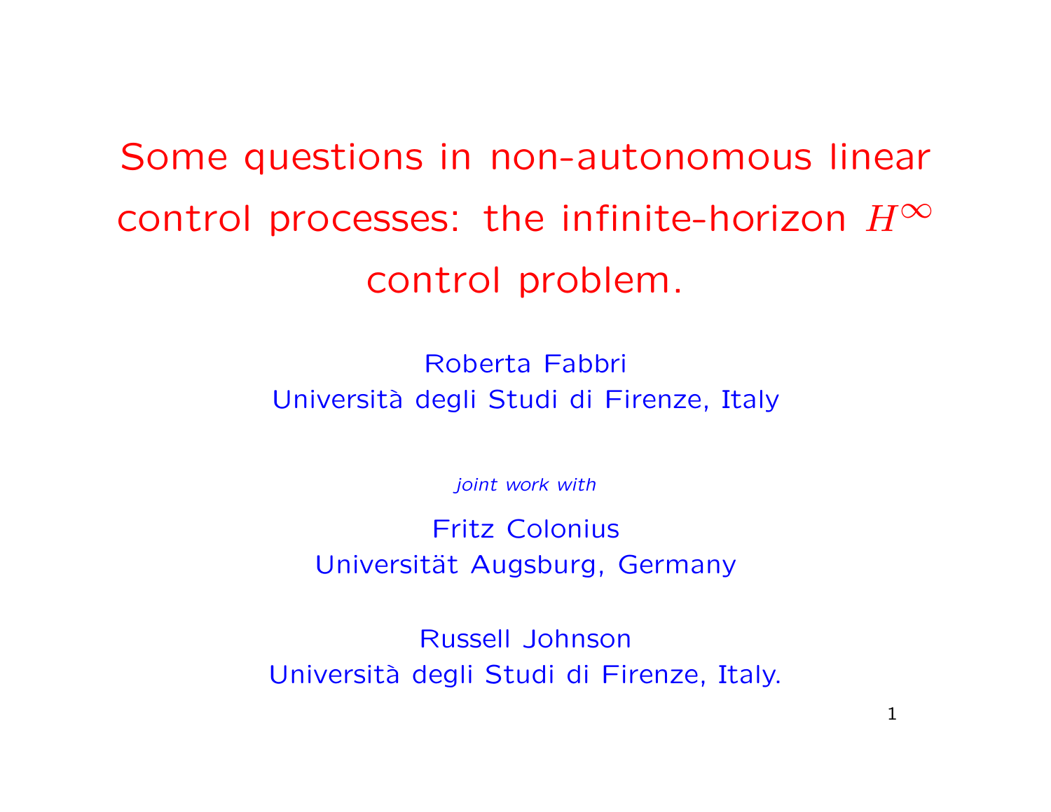# Some questions in non-autonomous linear control processes: the infinite-horizon $H^{\infty}$ control problem.

Roberta Fabbri
Università degli Studi di Firenze, Italy

*joint work with*

Fritz Colonius
Universität Augsburg, Germany

Russell Johnson
Università degli Studi di Firenze, Italy.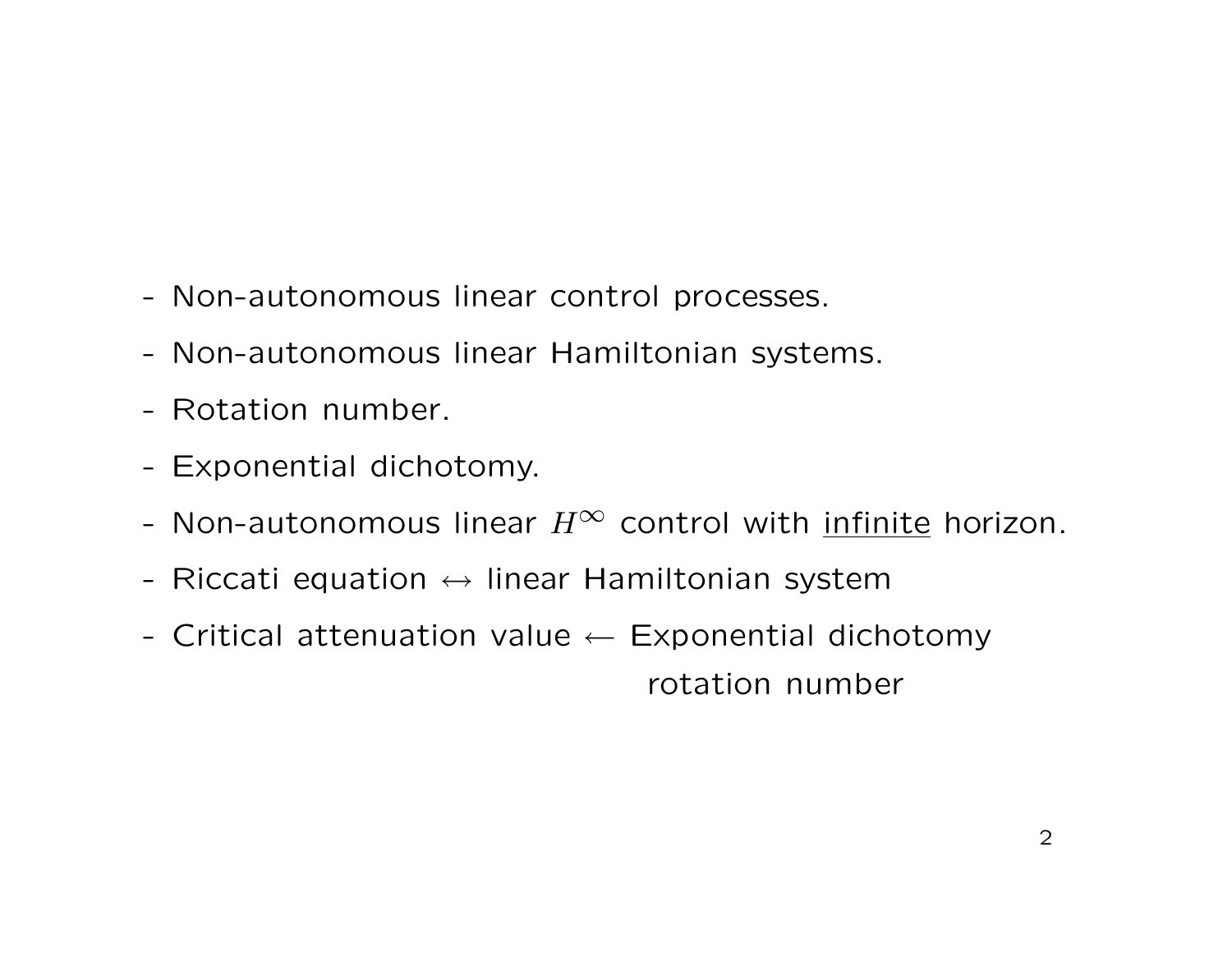- Non-autonomous linear control processes.
- Non-autonomous linear Hamiltonian systems.
- Rotation number.
- Exponential dichotomy.
- Non-autonomous linear $H^\infty$ control with <u>infinite</u> horizon.
- Riccati equation $\leftrightarrow$ linear Hamiltonian system
- Critical attenuation value $\leftarrow$ Exponential dichotomy
  rotation number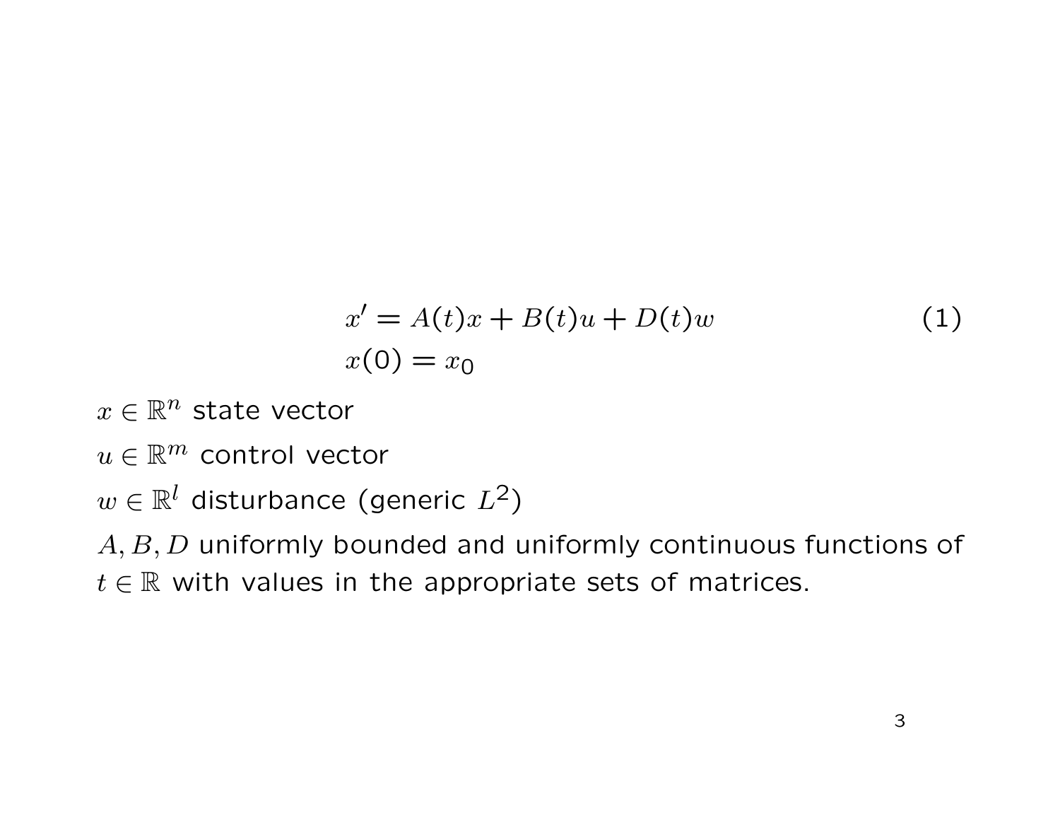$$
\begin{aligned}
x' &= A(t)x + B(t)u + D(t)w \qquad (1) \\
x(0) &= x_0
\end{aligned}
$$

$x \in \mathbb{R}^n$ state vector

$u \in \mathbb{R}^m$ control vector

$w \in \mathbb{R}^l$ disturbance (generic $L^2$)

$A, B, D$ uniformly bounded and uniformly continuous functions of $t \in \mathbb{R}$ with values in the appropriate sets of matrices.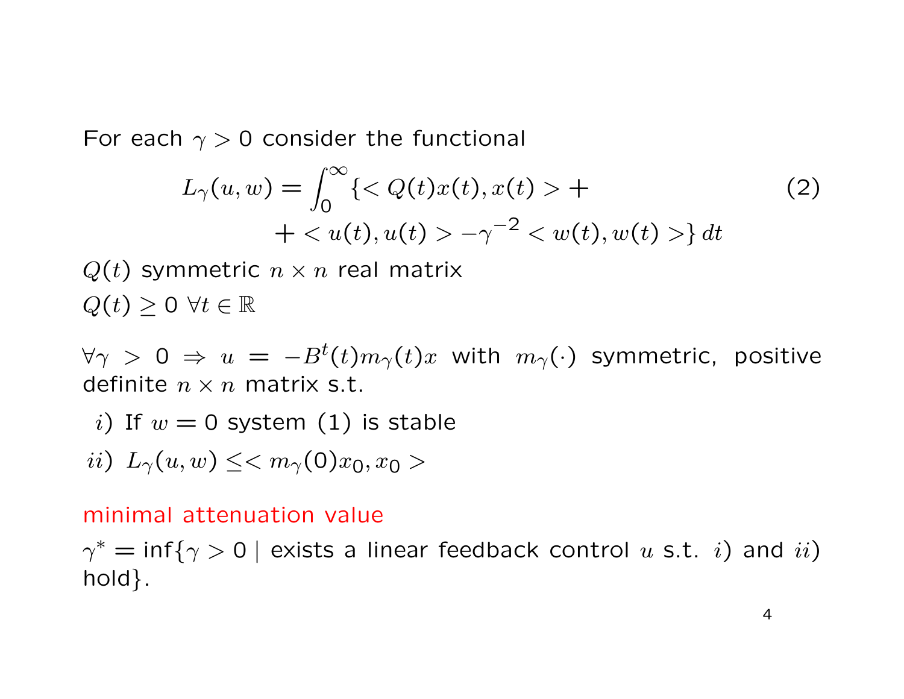For each $\gamma > 0$ consider the functional

$$L_\gamma(u,w) = \int_0^\infty \{< Q(t)x(t), x(t) > + \\ + < u(t), u(t) > -\gamma^{-2} < w(t), w(t) >\} \, dt \tag{2}$$

$Q(t)$ symmetric $n \times n$ real matrix

$Q(t) \geq 0 \ \forall t \in \mathbb{R}$

$\forall \gamma > 0 \Rightarrow u = -B^t(t) m_\gamma(t) x$ with $m_\gamma(\cdot)$ symmetric, positive definite $n \times n$ matrix s.t.

*i*) If $w = 0$ system (1) is stable

*ii*) $L_\gamma(u,w) \leq < m_\gamma(0) x_0, x_0 >$

minimal attenuation value

$\gamma^* = \inf\{\gamma > 0 \mid$ exists a linear feedback control $u$ s.t. *i*) and *ii*) hold$\}$.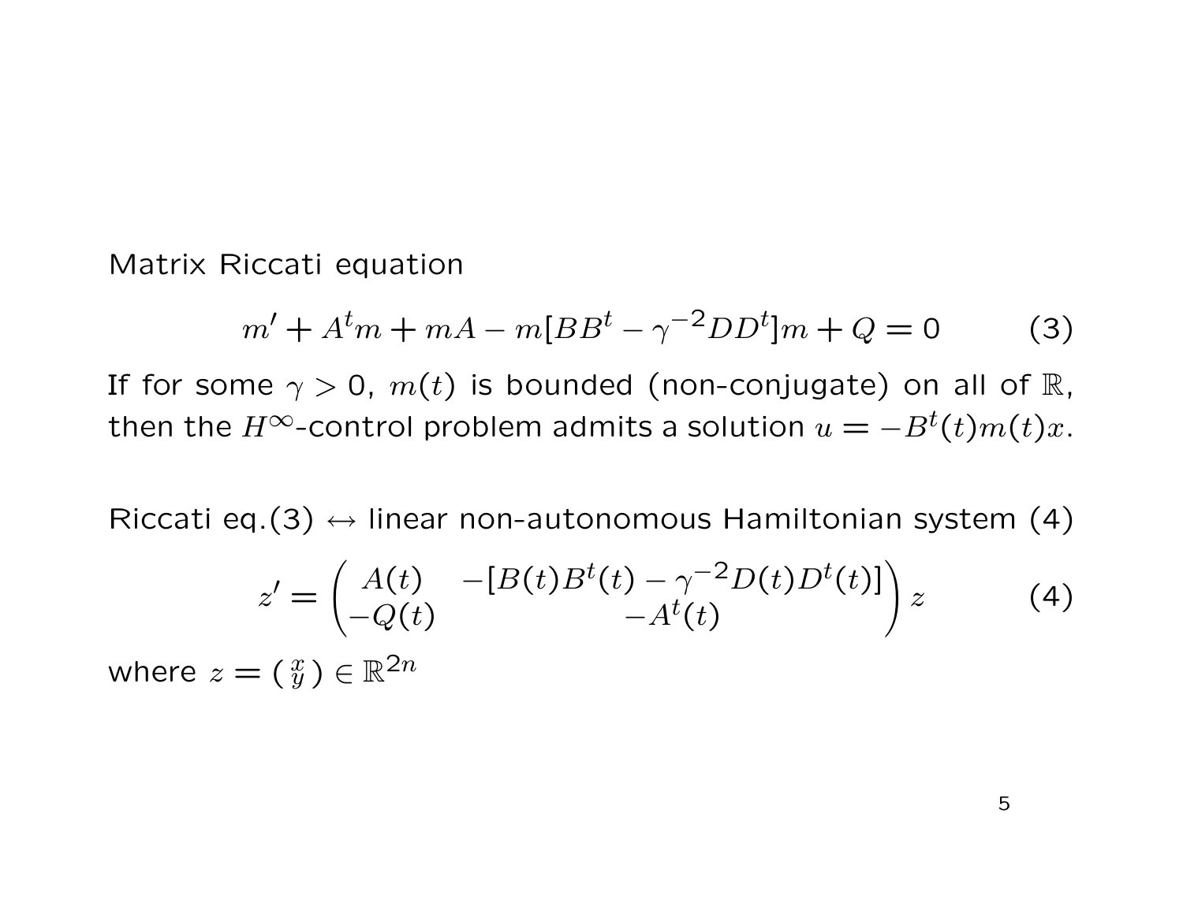Matrix Riccati equation

$$m' + A^t m + mA - m[BB^t - \gamma^{-2} DD^t]m + Q = 0 \tag{3}$$

If for some $\gamma > 0$, $m(t)$ is bounded (non-conjugate) on all of $\mathbb{R}$, then the $H^\infty$-control problem admits a solution $u = -B^t(t)m(t)x$.

Riccati eq.(3) $\leftrightarrow$ linear non-autonomous Hamiltonian system (4)

$$z' = \begin{pmatrix} A(t) & -[B(t)B^t(t) - \gamma^{-2} D(t)D^t(t)] \\ -Q(t) & -A^t(t) \end{pmatrix} z \tag{4}$$

where $z = \left( \begin{smallmatrix} x \\ y \end{smallmatrix} \right) \in \mathbb{R}^{2n}$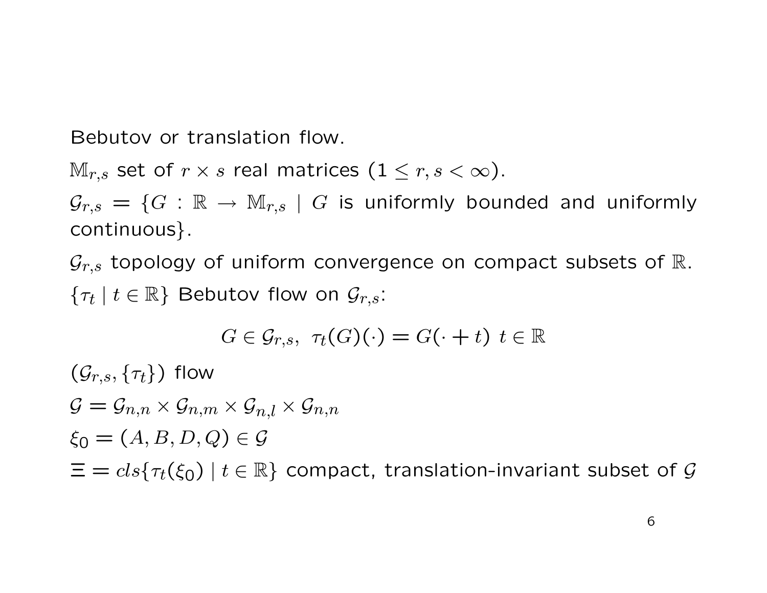Bebutov or translation flow.

$\mathbb{M}_{r,s}$ set of $r \times s$ real matrices ($1 \leq r, s < \infty$).

$\mathcal{G}_{r,s} = \{G : \mathbb{R} \to \mathbb{M}_{r,s} \mid G$ is uniformly bounded and uniformly continuous$\}$.

$\mathcal{G}_{r,s}$ topology of uniform convergence on compact subsets of $\mathbb{R}$.

$\{\tau_t \mid t \in \mathbb{R}\}$ Bebutov flow on $\mathcal{G}_{r,s}$:

$$G \in \mathcal{G}_{r,s},\ \tau_t(G)(\cdot) = G(\cdot + t)\ t \in \mathbb{R}$$

$(\mathcal{G}_{r,s}, \{\tau_t\})$ flow

$\mathcal{G} = \mathcal{G}_{n,n} \times \mathcal{G}_{n,m} \times \mathcal{G}_{n,l} \times \mathcal{G}_{n,n}$

$\xi_0 = (A, B, D, Q) \in \mathcal{G}$

$\Xi = cls\{\tau_t(\xi_0) \mid t \in \mathbb{R}\}$ compact, translation-invariant subset of $\mathcal{G}$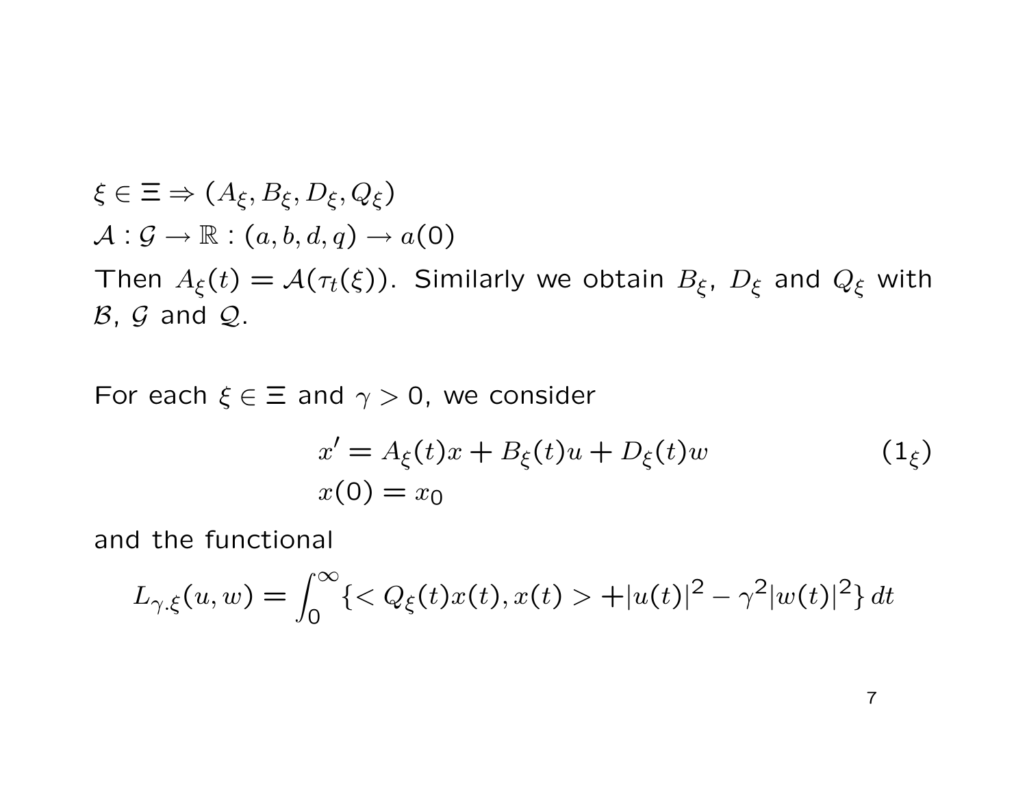$\xi \in \Xi \Rightarrow (A_\xi, B_\xi, D_\xi, Q_\xi)$

$\mathcal{A} : \mathcal{G} \to \mathbb{R} : (a, b, d, q) \to a(0)$

Then $A_\xi(t) = \mathcal{A}(\tau_t(\xi))$. Similarly we obtain $B_\xi$, $D_\xi$ and $Q_\xi$ with $\mathcal{B}$, $\mathcal{G}$ and $\mathcal{Q}$.

For each $\xi \in \Xi$ and $\gamma > 0$, we consider

$$
\begin{aligned}
&x' = A_\xi(t)x + B_\xi(t)u + D_\xi(t)w \qquad (1_\xi)\\
&x(0) = x_0
\end{aligned}
$$

and the functional

$$
L_{\gamma.\xi}(u, w) = \int_0^\infty \{< Q_\xi(t)x(t), x(t) > + |u(t)|^2 - \gamma^2 |w(t)|^2\} \, dt
$$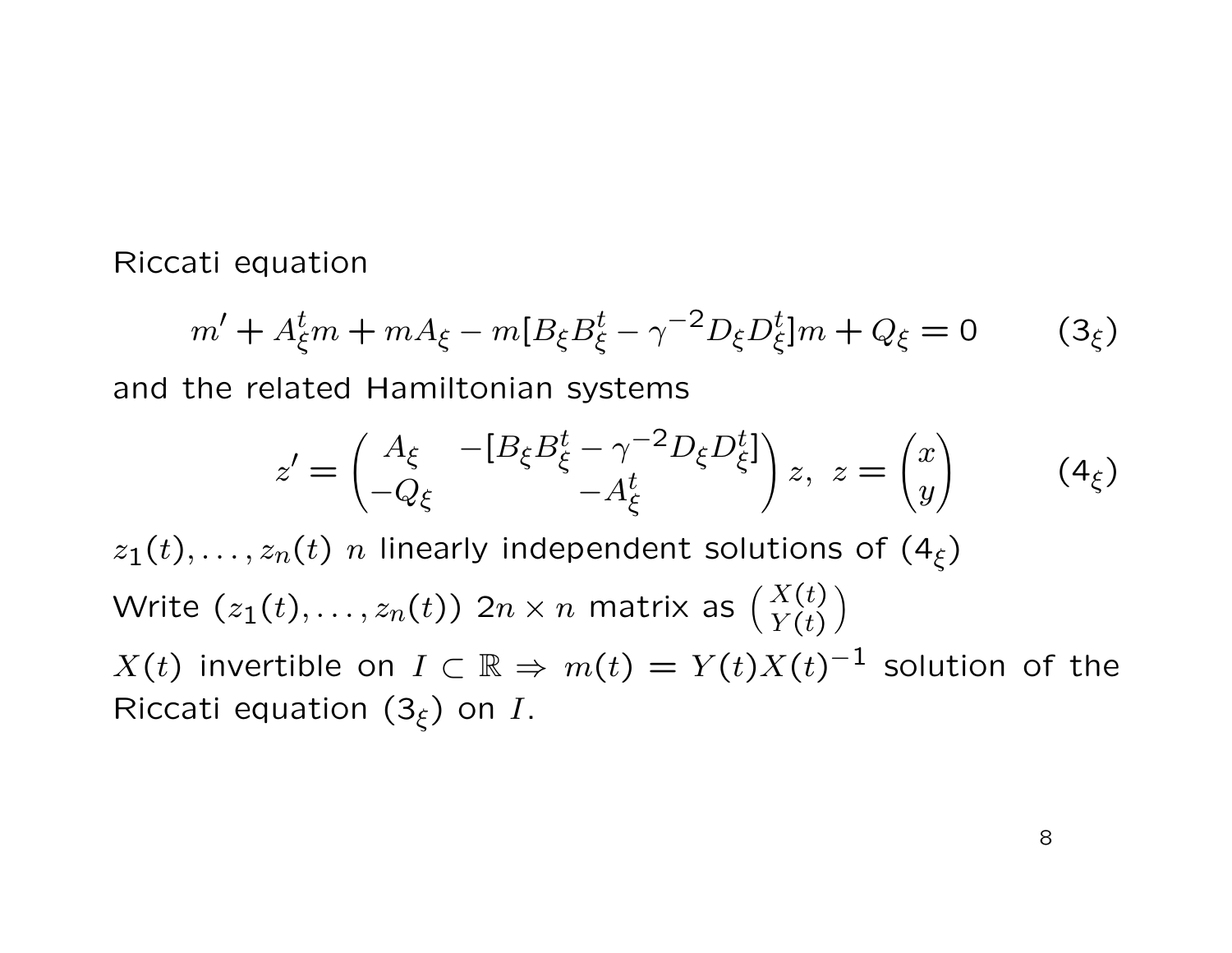Riccati equation

$$m' + A_\xi^t m + m A_\xi - m[B_\xi B_\xi^t - \gamma^{-2} D_\xi D_\xi^t] m + Q_\xi = 0 \qquad (3_\xi)$$

and the related Hamiltonian systems

$$z' = \begin{pmatrix} A_\xi & -[B_\xi B_\xi^t - \gamma^{-2} D_\xi D_\xi^t] \\ -Q_\xi & -A_\xi^t \end{pmatrix} z, \;\; z = \begin{pmatrix} x \\ y \end{pmatrix} \qquad (4_\xi)$$

$z_1(t), \ldots, z_n(t)$ $n$ linearly independent solutions of $(4_\xi)$

Write $(z_1(t), \ldots, z_n(t))$ $2n \times n$ matrix as $\binom{X(t)}{Y(t)}$

$X(t)$ invertible on $I \subset \mathbb{R} \Rightarrow m(t) = Y(t)X(t)^{-1}$ solution of the Riccati equation $(3_\xi)$ on $I$.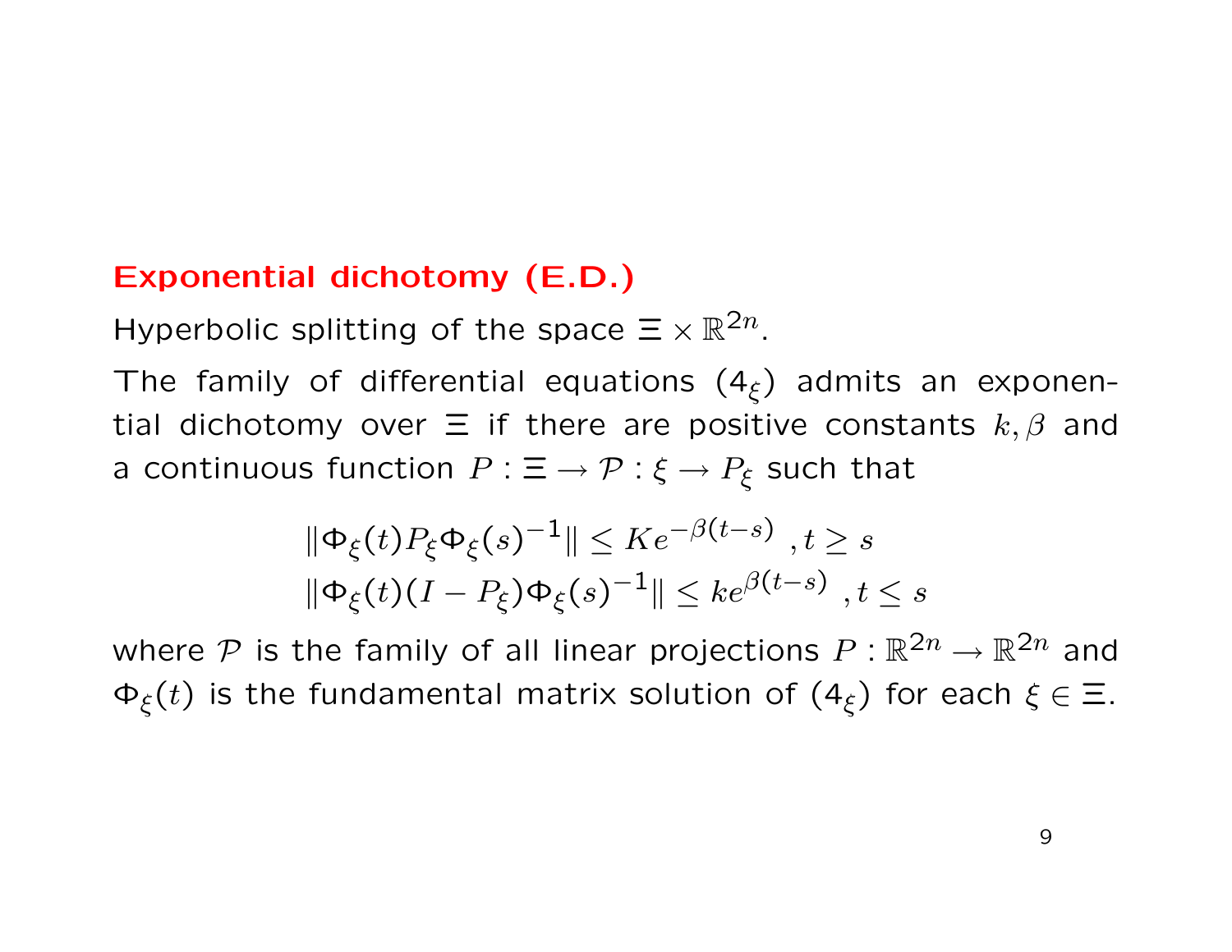## Exponential dichotomy (E.D.)

Hyperbolic splitting of the space $\Xi \times \mathbb{R}^{2n}$.

The family of differential equations ($4_\xi$) admits an exponential dichotomy over $\Xi$ if there are positive constants $k, \beta$ and a continuous function $P : \Xi \to \mathcal{P} : \xi \to P_\xi$ such that

$$\|\Phi_\xi(t) P_\xi \Phi_\xi(s)^{-1}\| \leq K e^{-\beta(t-s)} \ , t \geq s$$
$$\|\Phi_\xi(t)(I - P_\xi)\Phi_\xi(s)^{-1}\| \leq k e^{\beta(t-s)} \ , t \leq s$$

where $\mathcal{P}$ is the family of all linear projections $P : \mathbb{R}^{2n} \to \mathbb{R}^{2n}$ and $\Phi_\xi(t)$ is the fundamental matrix solution of ($4_\xi$) for each $\xi \in \Xi$.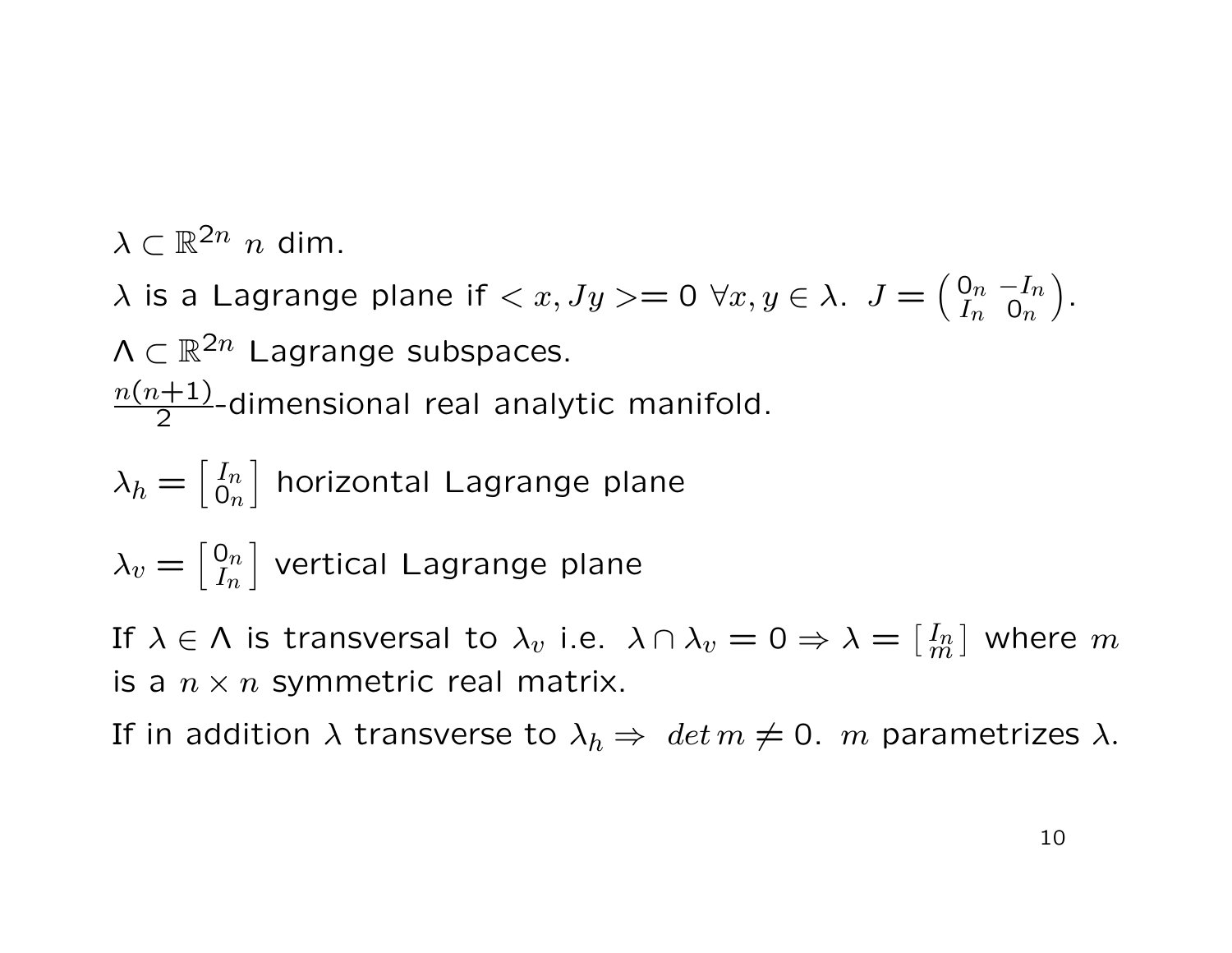$\lambda \subset \mathbb{R}^{2n}$ $n$ dim.

$\lambda$ is a Lagrange plane if $< x, Jy >= 0$ $\forall x, y \in \lambda$. $J = \begin{pmatrix} 0_n & -I_n \\ I_n & 0_n \end{pmatrix}$.

$\Lambda \subset \mathbb{R}^{2n}$ Lagrange subspaces.

$\frac{n(n+1)}{2}$-dimensional real analytic manifold.

$\lambda_h = \begin{bmatrix} I_n \\ 0_n \end{bmatrix}$ horizontal Lagrange plane

$\lambda_v = \begin{bmatrix} 0_n \\ I_n \end{bmatrix}$ vertical Lagrange plane

If $\lambda \in \Lambda$ is transversal to $\lambda_v$ i.e. $\lambda \cap \lambda_v = 0 \Rightarrow \lambda = \begin{bmatrix} I_n \\ m \end{bmatrix}$ where $m$ is a $n \times n$ symmetric real matrix.

If in addition $\lambda$ transverse to $\lambda_h \Rightarrow$ $det\, m \neq 0$. $m$ parametrizes $\lambda$.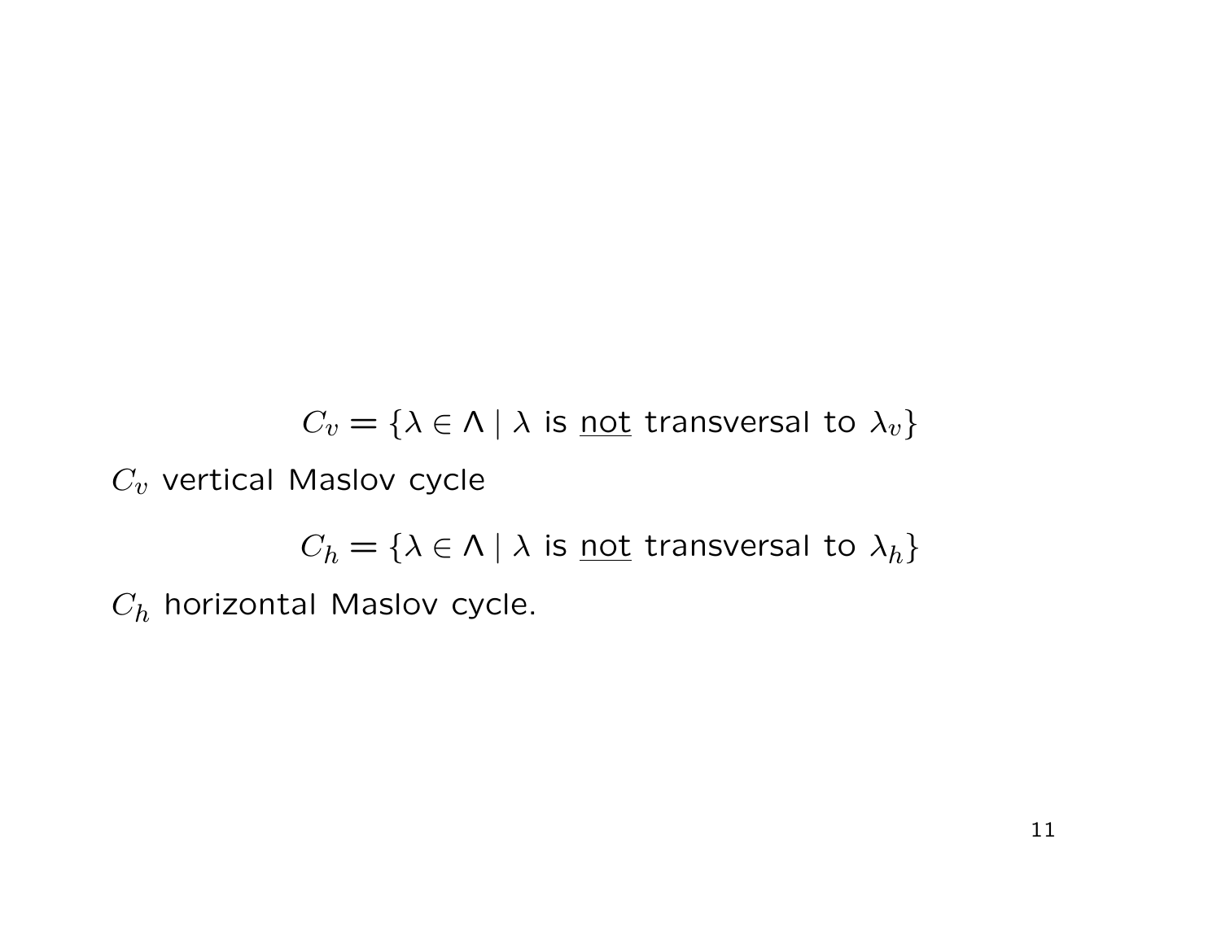$$C_v = \{\lambda \in \Lambda \mid \lambda \text{ is } \underline{\text{not}} \text{ transversal to } \lambda_v\}$$

$C_v$ vertical Maslov cycle

$$C_h = \{\lambda \in \Lambda \mid \lambda \text{ is } \underline{\text{not}} \text{ transversal to } \lambda_h\}$$

$C_h$ horizontal Maslov cycle.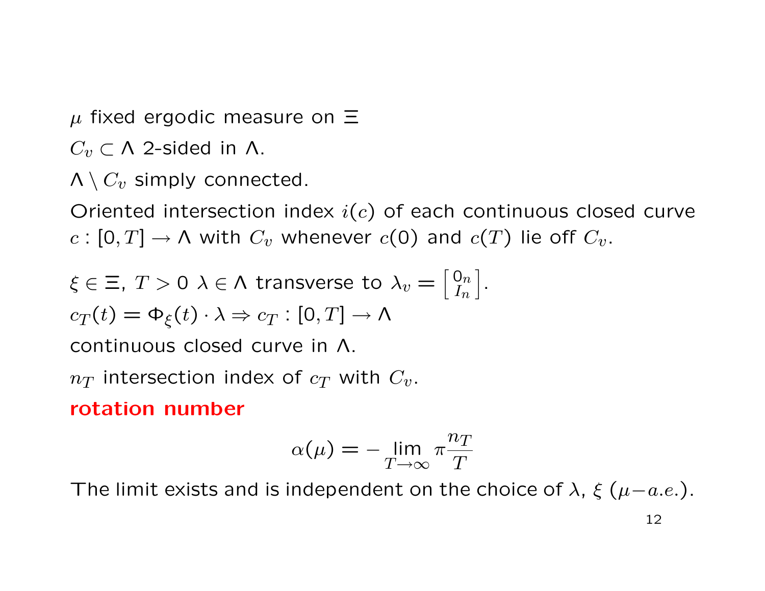$\mu$ fixed ergodic measure on $\Xi$

$C_v \subset \Lambda$ 2-sided in $\Lambda$.

$\Lambda \setminus C_v$ simply connected.

Oriented intersection index $i(c)$ of each continuous closed curve $c : [0, T] \to \Lambda$ with $C_v$ whenever $c(0)$ and $c(T)$ lie off $C_v$.

$\xi \in \Xi$, $T > 0$ $\lambda \in \Lambda$ transverse to $\lambda_v = \left[ \begin{smallmatrix} 0_n \\ I_n \end{smallmatrix} \right]$.

$c_T(t) = \Phi_\xi(t) \cdot \lambda \Rightarrow c_T : [0, T] \to \Lambda$

continuous closed curve in $\Lambda$.

$n_T$ intersection index of $c_T$ with $C_v$.

**rotation number**

$$\alpha(\mu) = - \lim_{T \to \infty} \pi \frac{n_T}{T}$$

The limit exists and is independent on the choice of $\lambda$, $\xi$ ($\mu - a.e.$).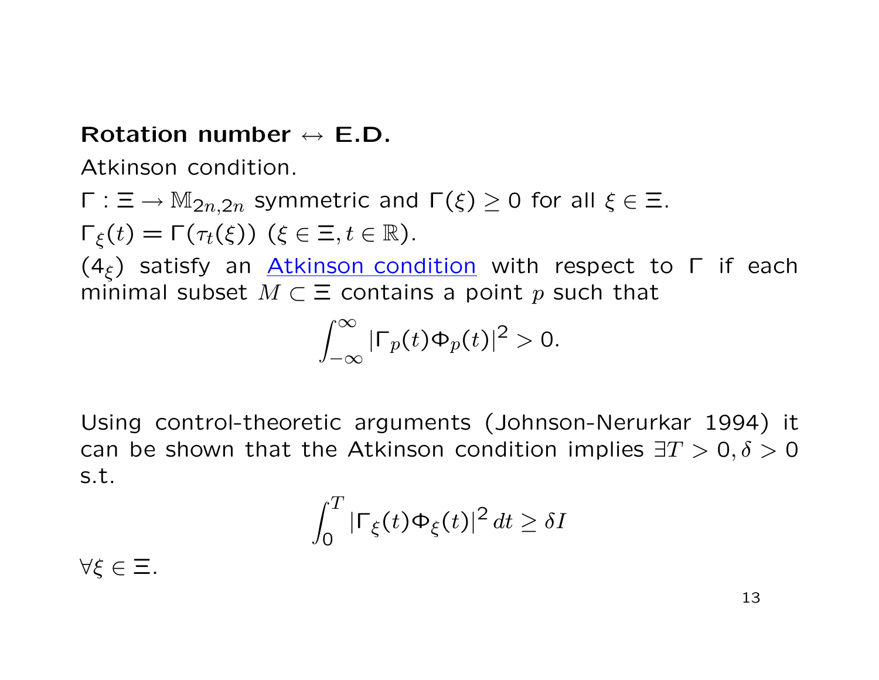**Rotation number $\leftrightarrow$ E.D.**

Atkinson condition.

$\Gamma : \Xi \to \mathbb{M}_{2n,2n}$ symmetric and $\Gamma(\xi) \geq 0$ for all $\xi \in \Xi$.

$\Gamma_\xi(t) = \Gamma(\tau_t(\xi))$ ($\xi \in \Xi, t \in \mathbb{R}$).

($4_\xi$) satisfy an Atkinson condition with respect to $\Gamma$ if each minimal subset $M \subset \Xi$ contains a point $p$ such that

$$\int_{-\infty}^{\infty} |\Gamma_p(t)\Phi_p(t)|^2 > 0.$$

Using control-theoretic arguments (Johnson-Nerurkar 1994) it can be shown that the Atkinson condition implies $\exists T > 0, \delta > 0$ s.t.

$$\int_0^T |\Gamma_\xi(t)\Phi_\xi(t)|^2 \, dt \geq \delta I$$

$\forall \xi \in \Xi$.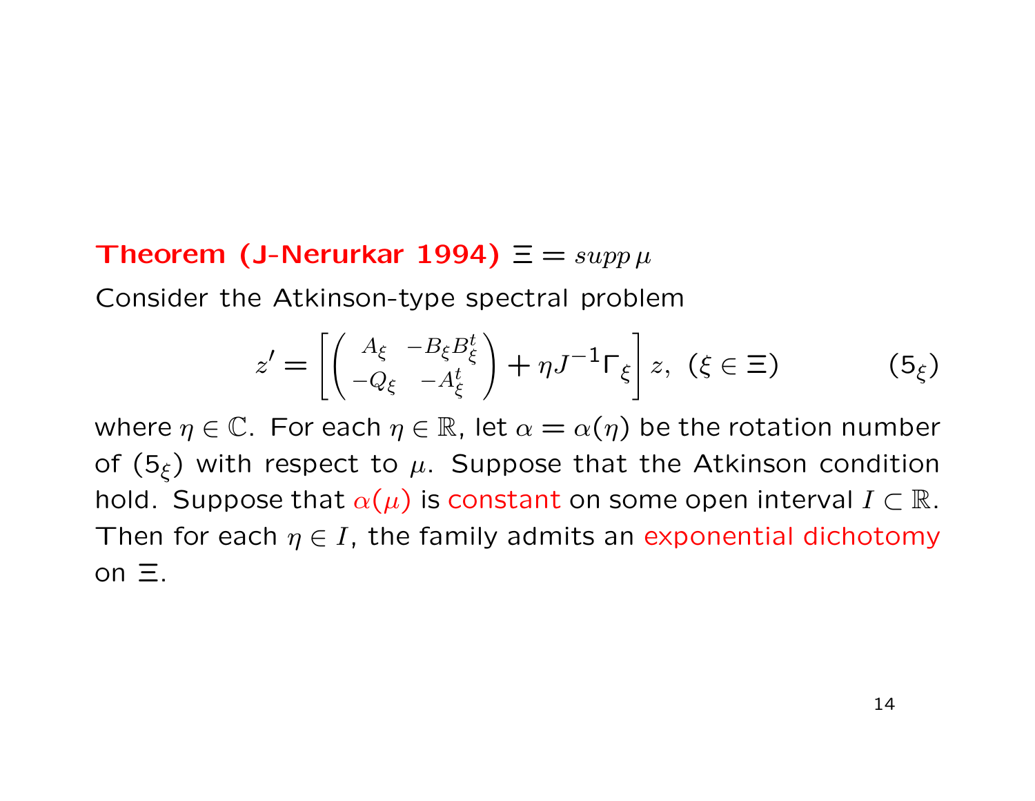**Theorem (J-Nerurkar 1994)** $\Xi = supp\,\mu$

Consider the Atkinson-type spectral problem

$$z' = \left[ \begin{pmatrix} A_\xi & -B_\xi B_\xi^t \\ -Q_\xi & -A_\xi^t \end{pmatrix} + \eta J^{-1} \Gamma_\xi \right] z, \;\; (\xi \in \Xi) \qquad (5_\xi)$$

where $\eta \in \mathbb{C}$. For each $\eta \in \mathbb{R}$, let $\alpha = \alpha(\eta)$ be the rotation number of $(5_\xi)$ with respect to $\mu$. Suppose that the Atkinson condition hold. Suppose that $\alpha(\mu)$ is constant on some open interval $I \subset \mathbb{R}$. Then for each $\eta \in I$, the family admits an exponential dichotomy on $\Xi$.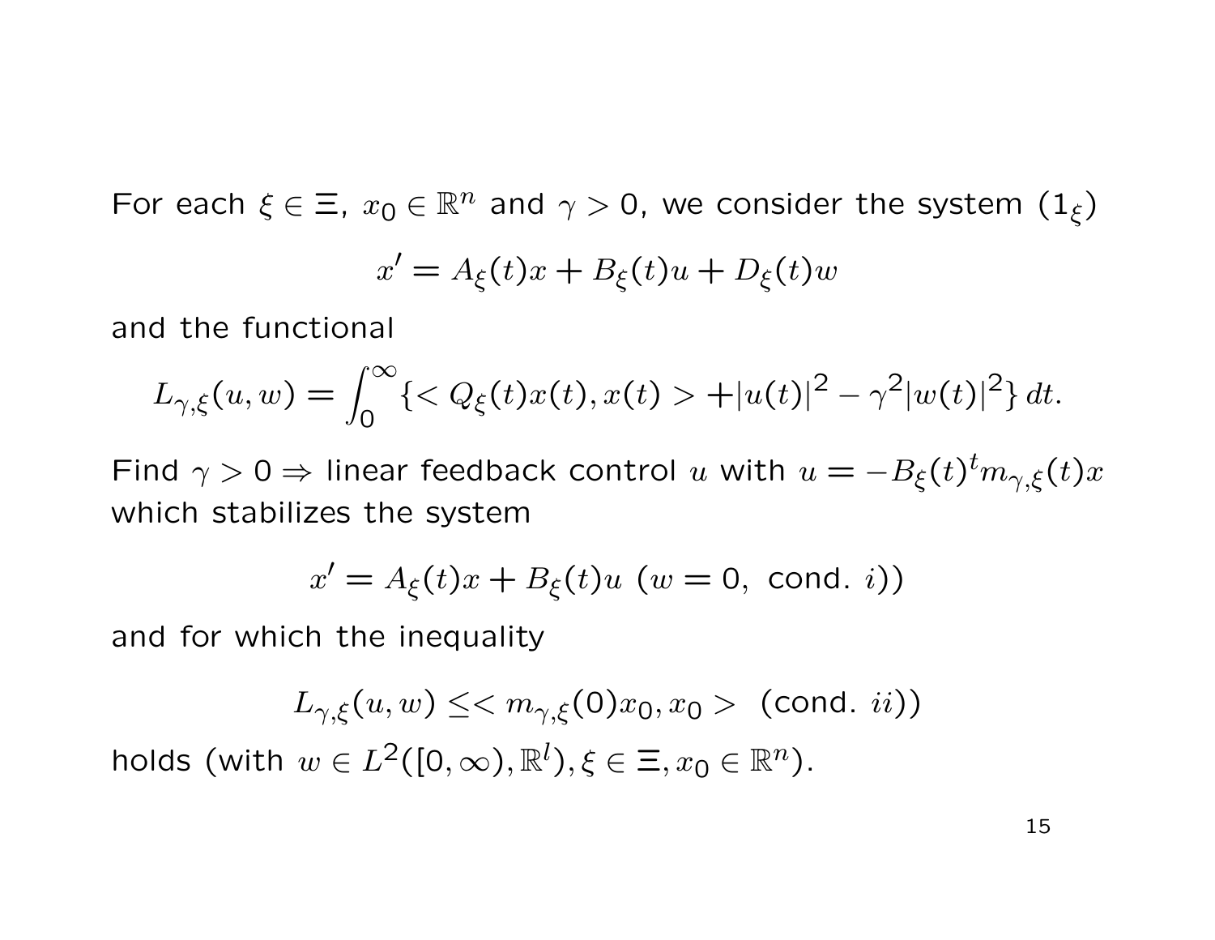For each $\xi \in \Xi$, $x_0 \in \mathbb{R}^n$ and $\gamma > 0$, we consider the system $(1_\xi)$

$$x' = A_\xi(t)x + B_\xi(t)u + D_\xi(t)w$$

and the functional

$$L_{\gamma,\xi}(u,w) = \int_0^\infty \{< Q_\xi(t)x(t), x(t) > + |u(t)|^2 - \gamma^2 |w(t)|^2\}\, dt.$$

Find $\gamma > 0 \Rightarrow$ linear feedback control $u$ with $u = -B_\xi(t)^t m_{\gamma,\xi}(t)x$ which stabilizes the system

$$x' = A_\xi(t)x + B_\xi(t)u \ (w = 0, \text{ cond. } i))$$

and for which the inequality

$$L_{\gamma,\xi}(u,w) \leq < m_{\gamma,\xi}(0)x_0, x_0 > \ \text{ (cond. } ii))$$

holds (with $w \in L^2([0,\infty), \mathbb{R}^l), \xi \in \Xi, x_0 \in \mathbb{R}^n$).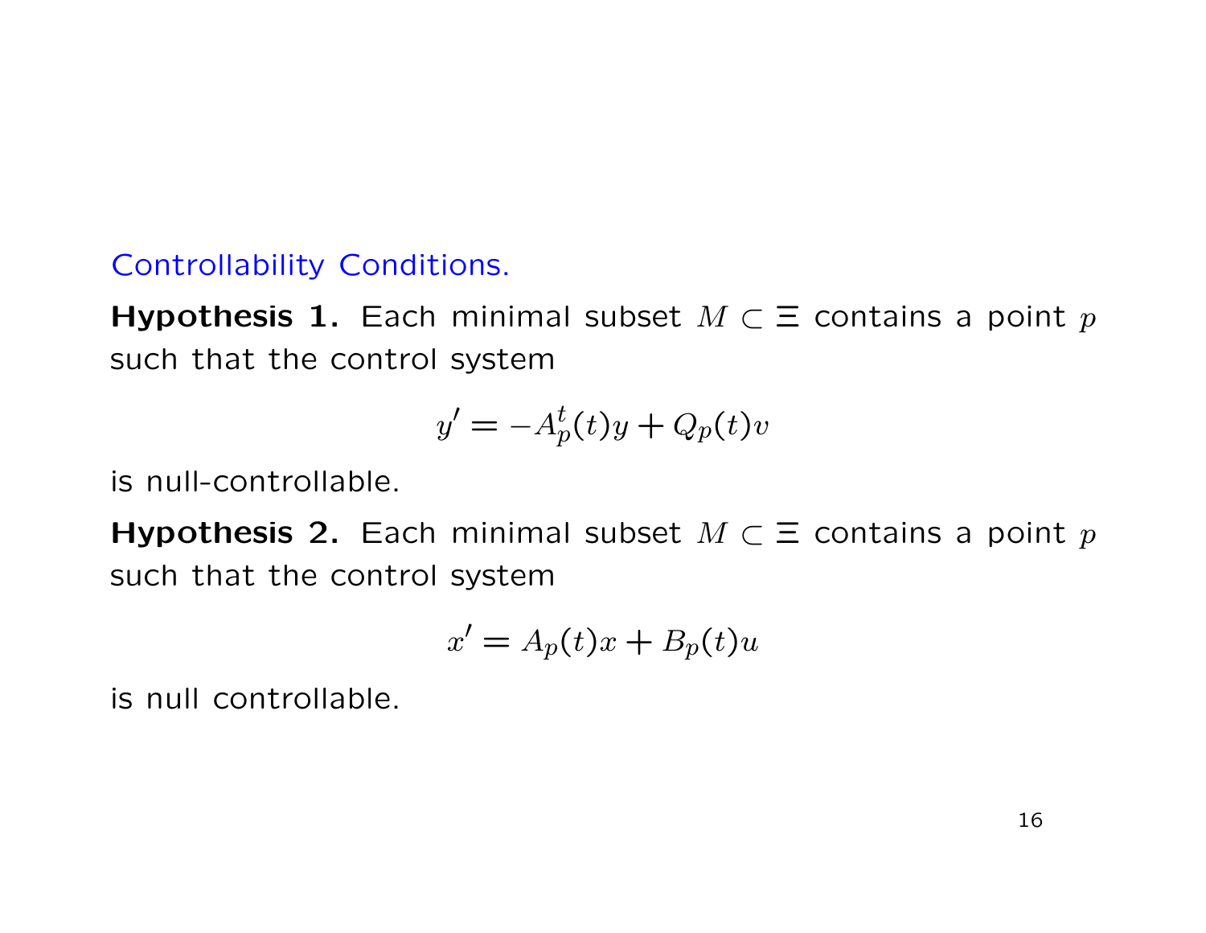## Controllability Conditions.

**Hypothesis 1.** Each minimal subset $M \subset \Xi$ contains a point $p$ such that the control system

$$y' = -A_p^t(t)y + Q_p(t)v$$

is null-controllable.

**Hypothesis 2.** Each minimal subset $M \subset \Xi$ contains a point $p$ such that the control system

$$x' = A_p(t)x + B_p(t)u$$

is null controllable.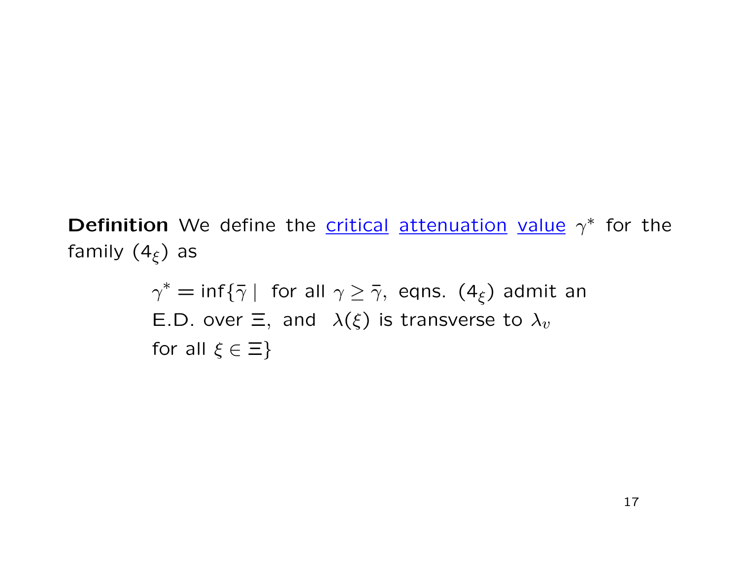**Definition** We define the <u>critical</u> <u>attenuation</u> <u>value</u> $\gamma^*$ for the family ($4_\xi$) as

$$\gamma^* = \inf\{\bar{\gamma} \mid \text{ for all } \gamma \geq \bar{\gamma}, \text{ eqns. } (4_\xi) \text{ admit an E.D. over } \Xi, \text{ and } \lambda(\xi) \text{ is transverse to } \lambda_v \text{ for all } \xi \in \Xi\}$$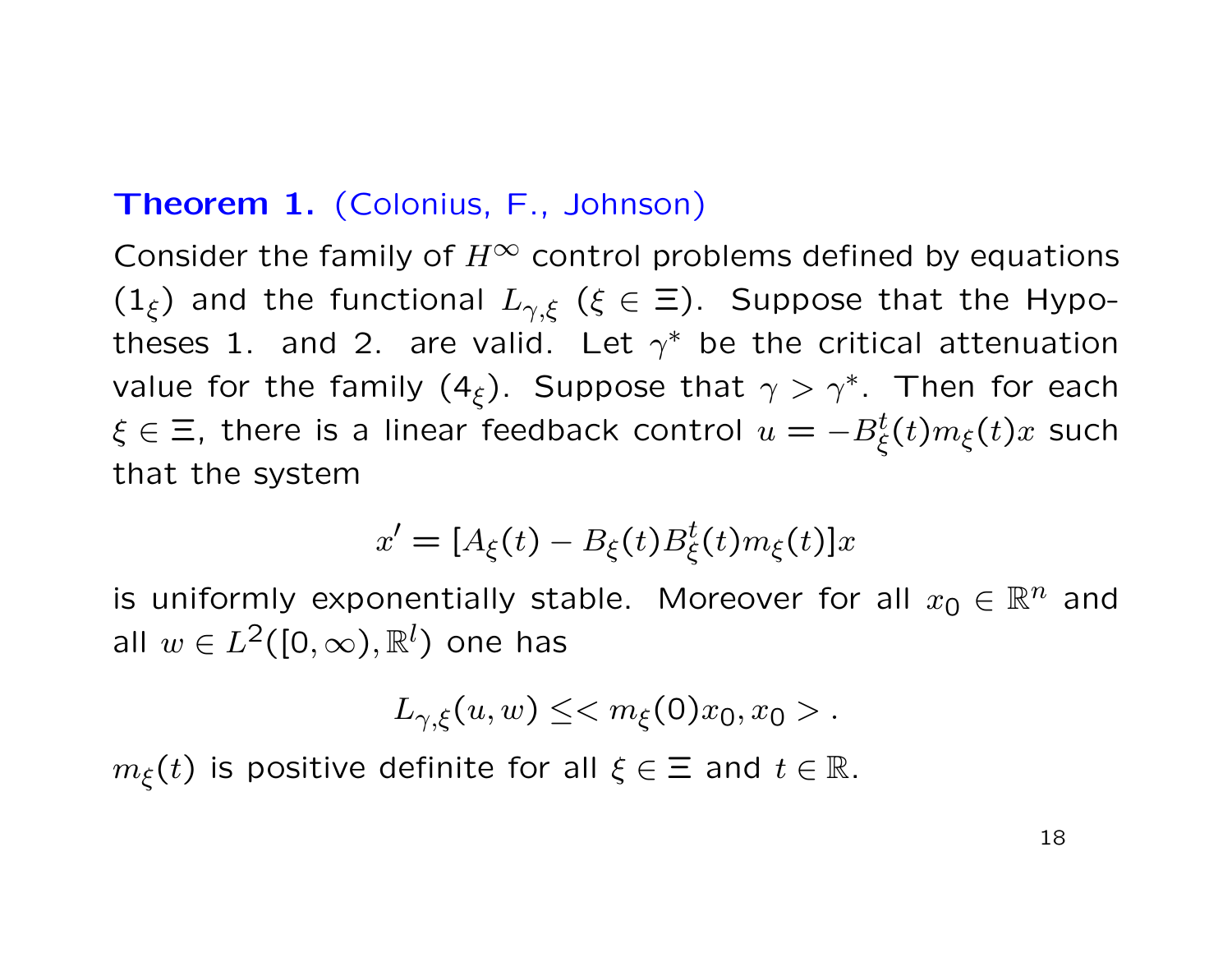**Theorem 1.** (Colonius, F., Johnson)

Consider the family of $H^\infty$ control problems defined by equations ($1_\xi$) and the functional $L_{\gamma,\xi}$ ($\xi \in \Xi$). Suppose that the Hypotheses 1. and 2. are valid. Let $\gamma^*$ be the critical attenuation value for the family ($4_\xi$). Suppose that $\gamma > \gamma^*$. Then for each $\xi \in \Xi$, there is a linear feedback control $u = -B_\xi^t(t) m_\xi(t) x$ such that the system

$$x' = [A_\xi(t) - B_\xi(t) B_\xi^t(t) m_\xi(t)]x$$

is uniformly exponentially stable. Moreover for all $x_0 \in \mathbb{R}^n$ and all $w \in L^2([0,\infty), \mathbb{R}^l)$ one has

$$L_{\gamma,\xi}(u,w) \leq < m_\xi(0) x_0, x_0 > .$$

$m_\xi(t)$ is positive definite for all $\xi \in \Xi$ and $t \in \mathbb{R}$.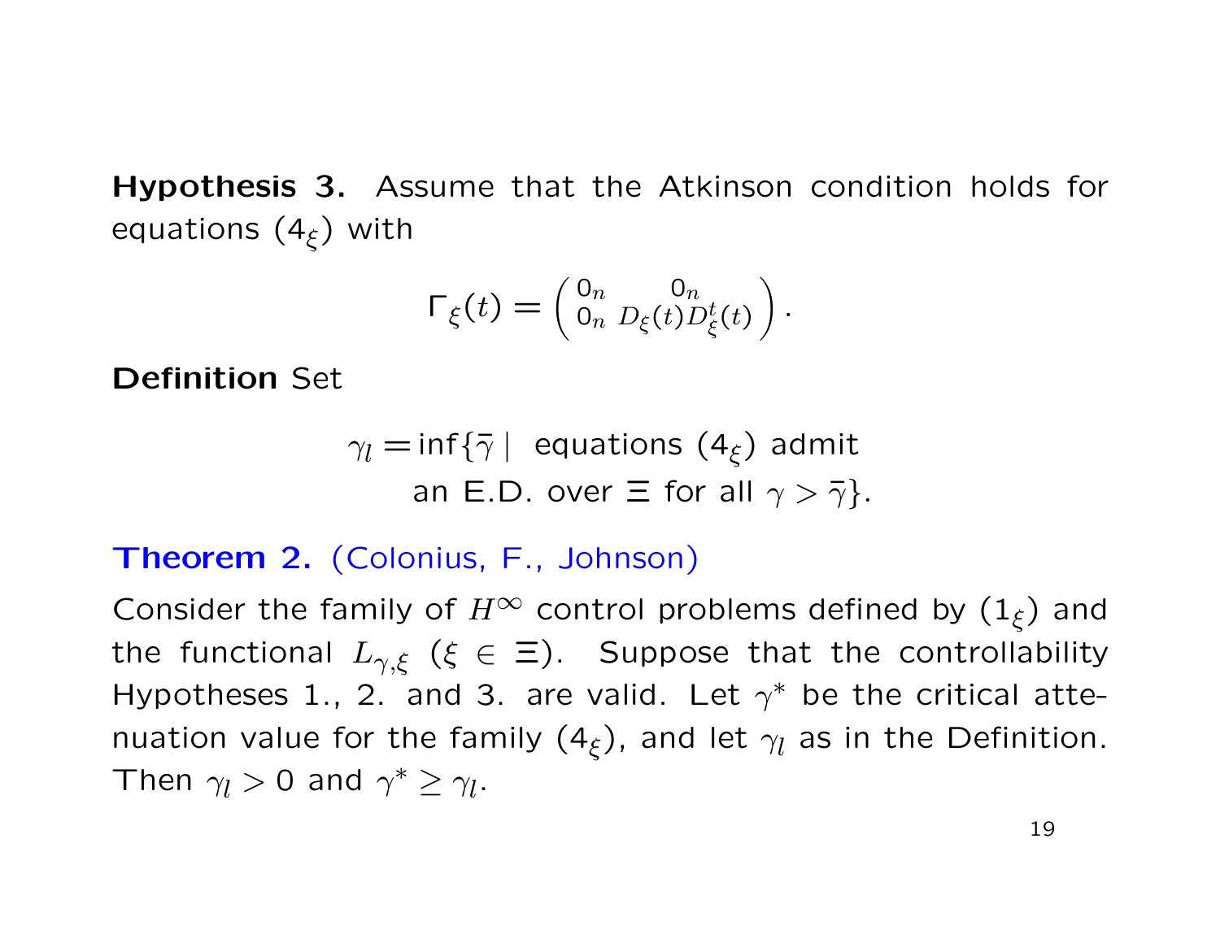**Hypothesis 3.** Assume that the Atkinson condition holds for equations ($4_\xi$) with

$$\Gamma_\xi(t) = \begin{pmatrix} 0_n & 0_n \\ 0_n & D_\xi(t)D_\xi^t(t) \end{pmatrix}.$$

**Definition** Set

$$\gamma_l = \inf\{\bar{\gamma} \mid \text{ equations } (4_\xi) \text{ admit an E.D. over } \Xi \text{ for all } \gamma > \bar{\gamma}\}.$$

**Theorem 2.** (Colonius, F., Johnson)

Consider the family of $H^\infty$ control problems defined by ($1_\xi$) and the functional $L_{\gamma,\xi}$ ($\xi \in \Xi$). Suppose that the controllability Hypotheses 1., 2. and 3. are valid. Let $\gamma^*$ be the critical attenuation value for the family ($4_\xi$), and let $\gamma_l$ as in the Definition. Then $\gamma_l > 0$ and $\gamma^* \geq \gamma_l$.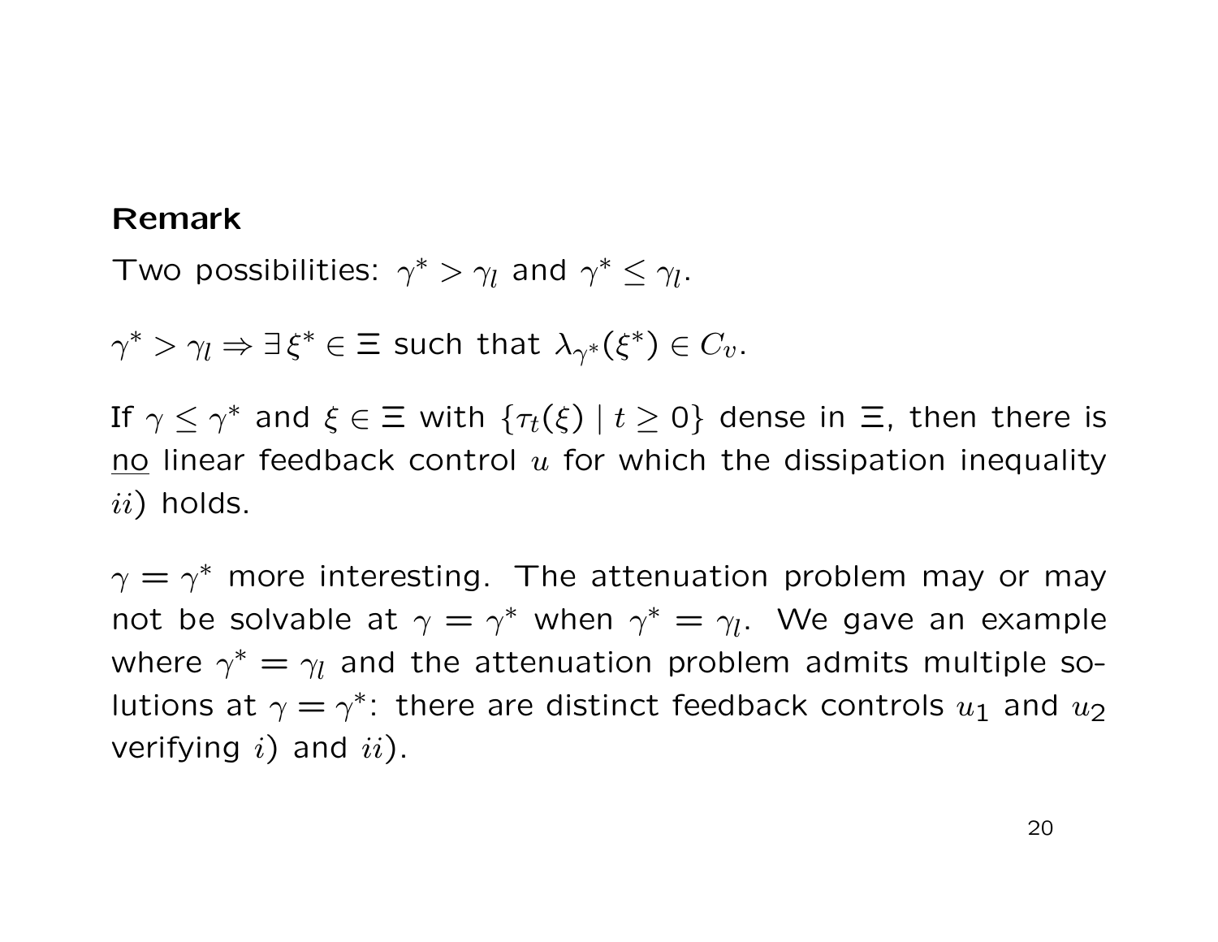**Remark**

Two possibilities: $\gamma^* > \gamma_l$ and $\gamma^* \leq \gamma_l$.

$\gamma^* > \gamma_l \Rightarrow \exists\, \xi^* \in \Xi$ such that $\lambda_{\gamma^*}(\xi^*) \in C_v$.

If $\gamma \leq \gamma^*$ and $\xi \in \Xi$ with $\{\tau_t(\xi) \mid t \geq 0\}$ dense in $\Xi$, then there is no linear feedback control $u$ for which the dissipation inequality $ii)$ holds.

$\gamma = \gamma^*$ more interesting. The attenuation problem may or may not be solvable at $\gamma = \gamma^*$ when $\gamma^* = \gamma_l$. We gave an example where $\gamma^* = \gamma_l$ and the attenuation problem admits multiple solutions at $\gamma = \gamma^*$: there are distinct feedback controls $u_1$ and $u_2$ verifying $i)$ and $ii)$.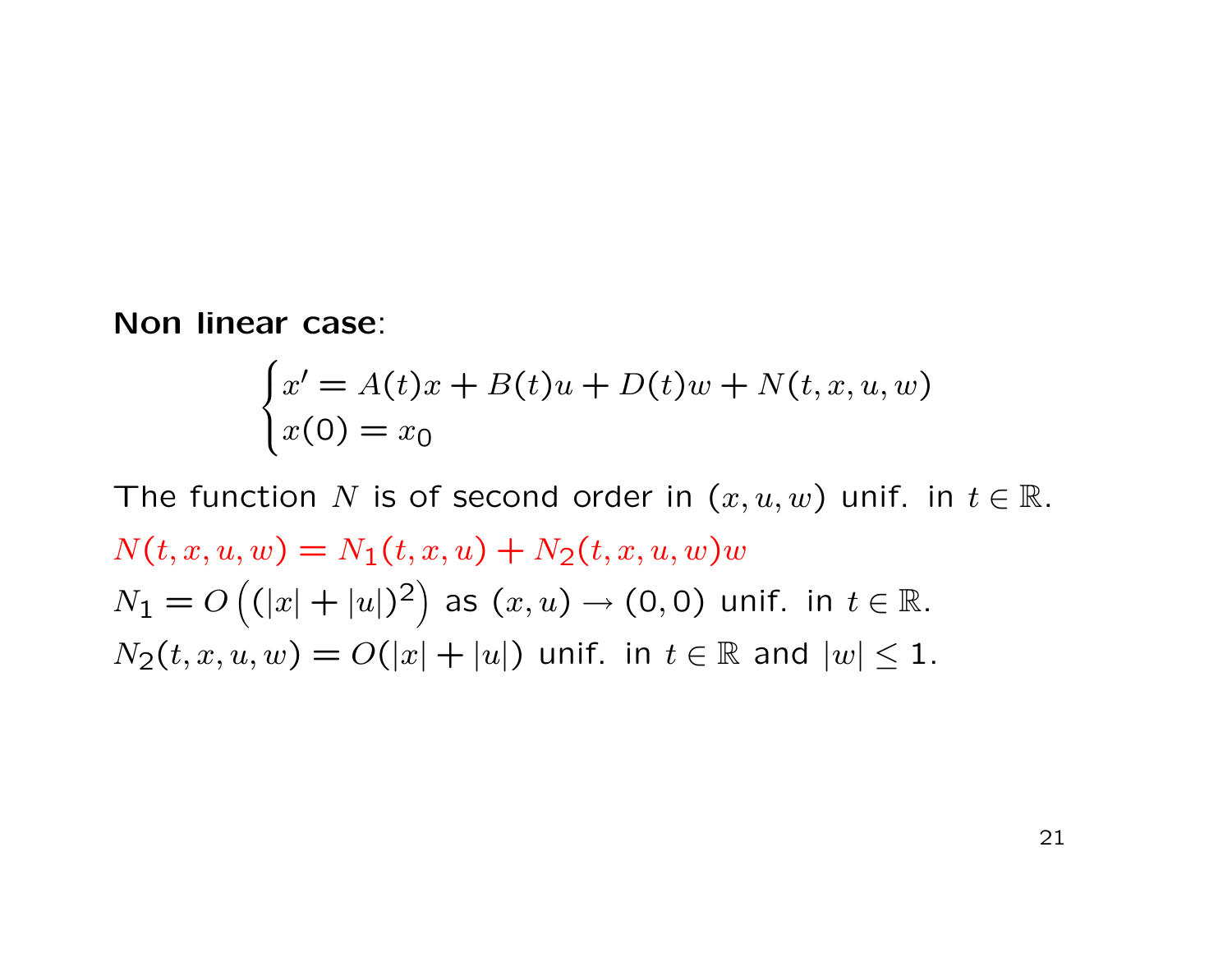**Non linear case**:

$$\begin{cases} x' = A(t)x + B(t)u + D(t)w + N(t,x,u,w) \\ x(0) = x_0 \end{cases}$$

The function $N$ is of second order in $(x,u,w)$ unif. in $t \in \mathbb{R}$.

$N(t,x,u,w) = N_1(t,x,u) + N_2(t,x,u,w)w$

$N_1 = O\left((|x| + |u|)^2\right)$ as $(x,u) \to (0,0)$ unif. in $t \in \mathbb{R}$.

$N_2(t,x,u,w) = O(|x| + |u|)$ unif. in $t \in \mathbb{R}$ and $|w| \leq 1$.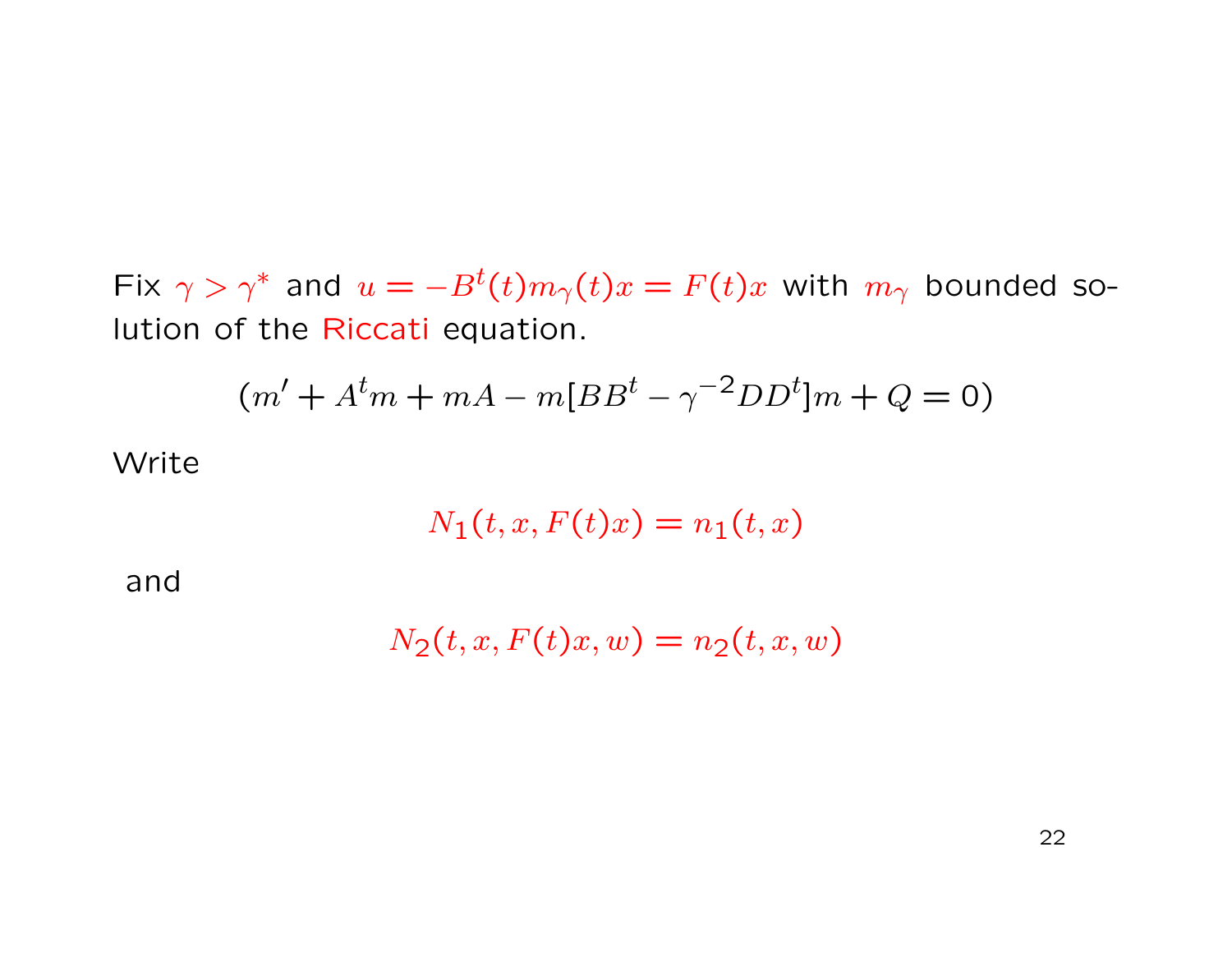Fix $\gamma > \gamma^*$ and $u = -B^t(t)m_\gamma(t)x = F(t)x$ with $m_\gamma$ bounded solution of the Riccati equation.

$$(m' + A^t m + mA - m[BB^t - \gamma^{-2}DD^t]m + Q = 0)$$

Write

$$N_1(t, x, F(t)x) = n_1(t, x)$$

and

$$N_2(t, x, F(t)x, w) = n_2(t, x, w)$$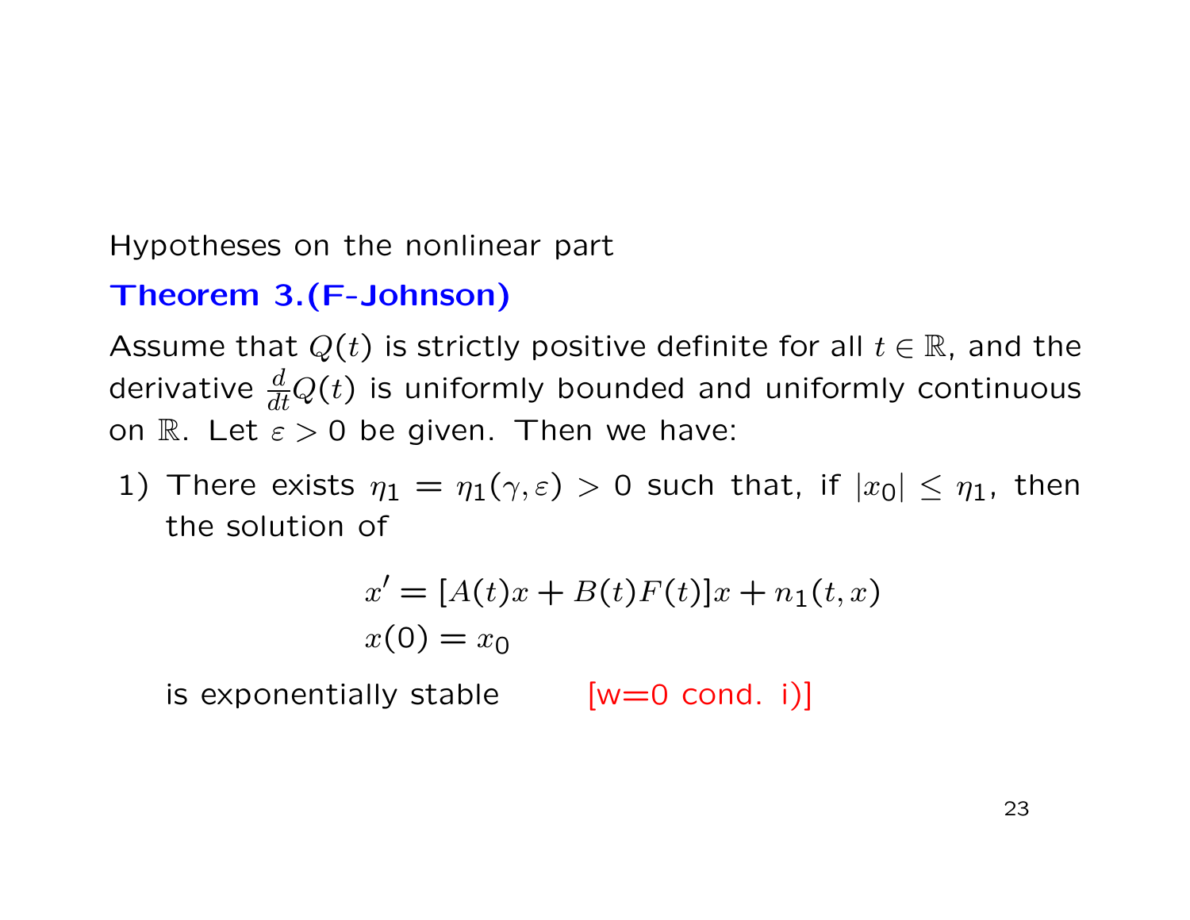Hypotheses on the nonlinear part

**Theorem 3.(F-Johnson)**

Assume that $Q(t)$ is strictly positive definite for all $t \in \mathbb{R}$, and the derivative $\frac{d}{dt}Q(t)$ is uniformly bounded and uniformly continuous on $\mathbb{R}$. Let $\varepsilon > 0$ be given. Then we have:

1) There exists $\eta_1 = \eta_1(\gamma, \varepsilon) > 0$ such that, if $|x_0| \leq \eta_1$, then the solution of

$$
\begin{aligned}
&x' = [A(t)x + B(t)F(t)]x + n_1(t,x) \\
&x(0) = x_0
\end{aligned}
$$

is exponentially stable [w=0 cond. i)]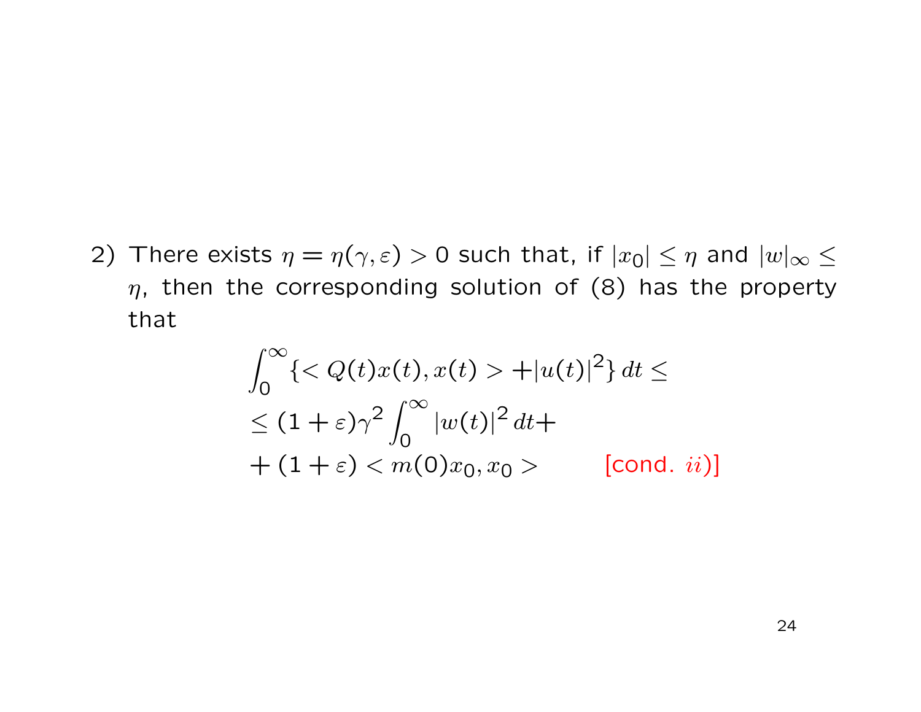2) There exists $\eta = \eta(\gamma, \varepsilon) > 0$ such that, if $|x_0| \leq \eta$ and $|w|_\infty \leq \eta$, then the corresponding solution of (8) has the property that

$$
\begin{aligned}
&\int_0^\infty \{< Q(t)x(t), x(t) > + |u(t)|^2\}\, dt \leq \\
&\leq (1+\varepsilon)\gamma^2 \int_0^\infty |w(t)|^2\, dt + \\
&+ (1+\varepsilon) < m(0)x_0, x_0 > \qquad \text{[cond. } ii)\text{]}
\end{aligned}
$$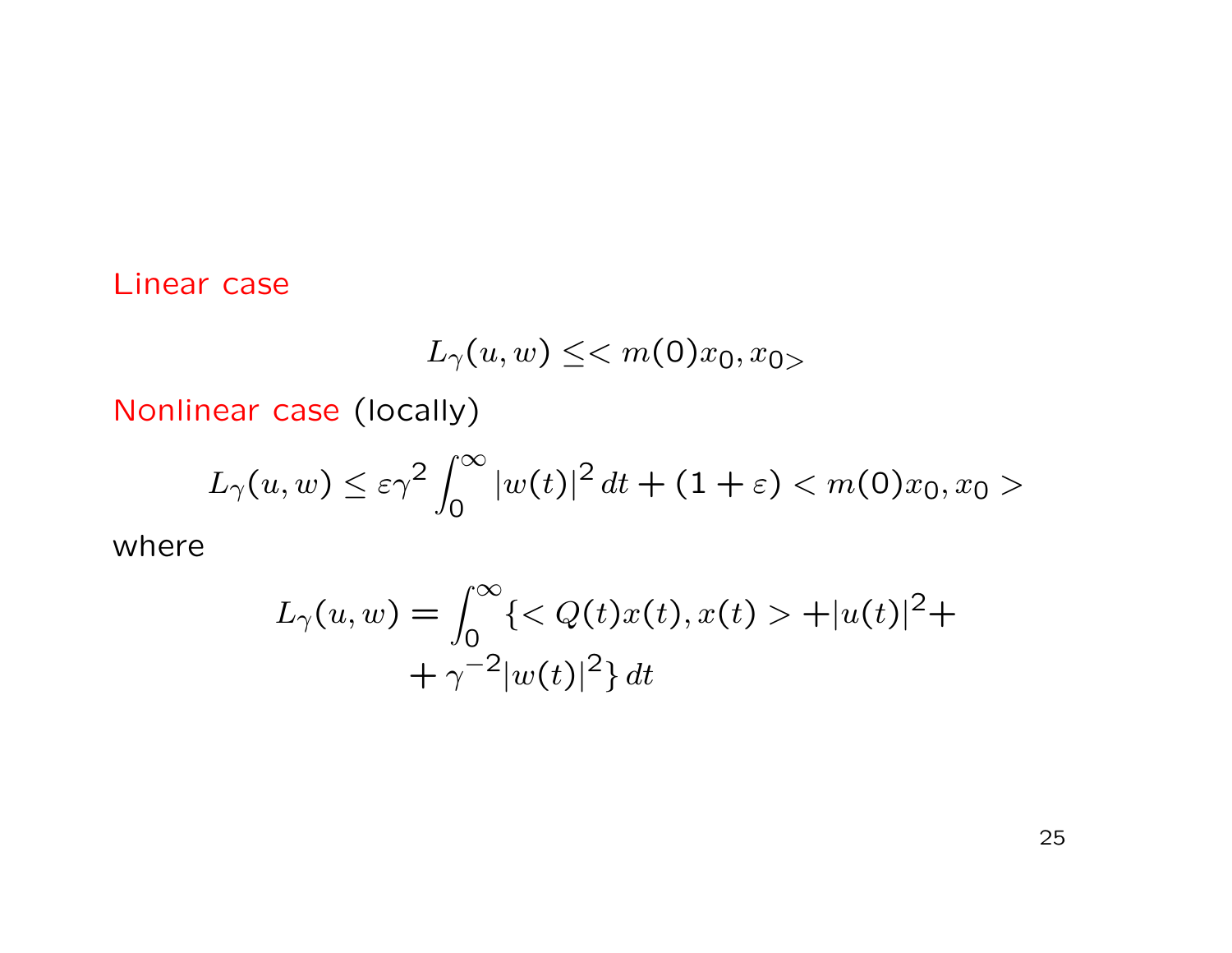Linear case

$$L_\gamma(u,w) \leq < m(0)x_0, x_0 >$$

Nonlinear case (locally)

$$L_\gamma(u,w) \leq \varepsilon \gamma^2 \int_0^\infty |w(t)|^2 \, dt + (1+\varepsilon) < m(0)x_0, x_0 >$$

where

$$L_\gamma(u,w) = \int_0^\infty \{< Q(t)x(t), x(t) > + |u(t)|^2 + \\ + \gamma^{-2} |w(t)|^2\} \, dt$$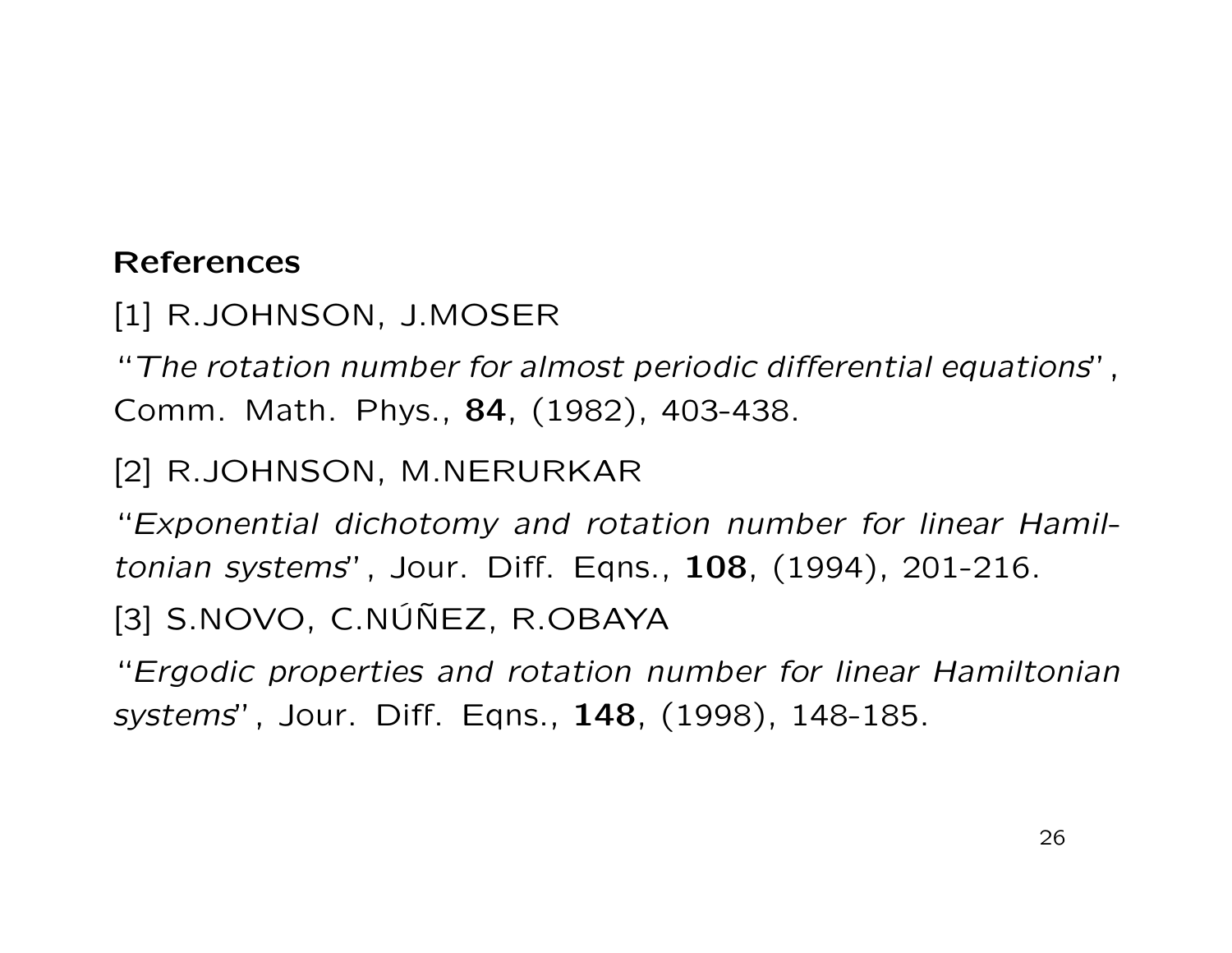**References**

[1] R.JOHNSON, J.MOSER

"*The rotation number for almost periodic differential equations*", Comm. Math. Phys., **84**, (1982), 403-438.

[2] R.JOHNSON, M.NERURKAR

"*Exponential dichotomy and rotation number for linear Hamiltonian systems*", Jour. Diff. Eqns., **108**, (1994), 201-216.

[3] S.NOVO, C.NÚÑEZ, R.OBAYA

"*Ergodic properties and rotation number for linear Hamiltonian systems*", Jour. Diff. Eqns., **148**, (1998), 148-185.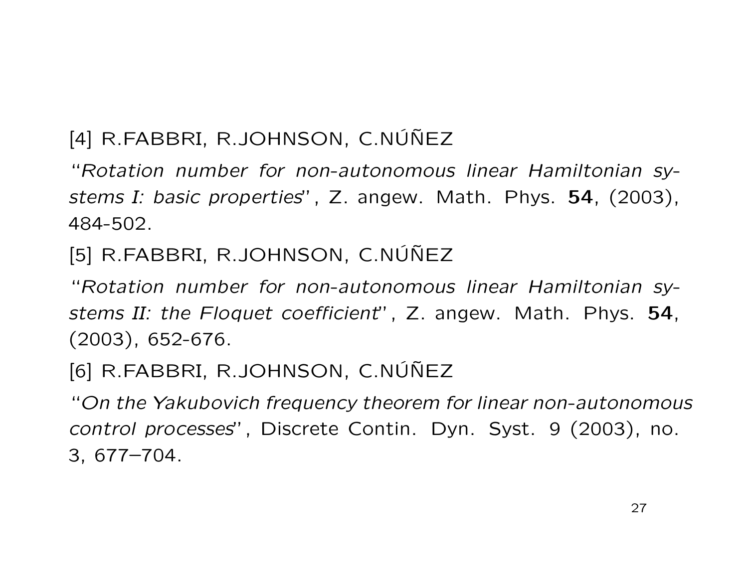[4] R.FABBRI, R.JOHNSON, C.NÚÑEZ

"*Rotation number for non-autonomous linear Hamiltonian systems I: basic properties*", Z. angew. Math. Phys. **54**, (2003), 484-502.

[5] R.FABBRI, R.JOHNSON, C.NÚÑEZ

"*Rotation number for non-autonomous linear Hamiltonian systems II: the Floquet coefficient*", Z. angew. Math. Phys. **54**, (2003), 652-676.

[6] R.FABBRI, R.JOHNSON, C.NÚÑEZ

"*On the Yakubovich frequency theorem for linear non-autonomous control processes*", Discrete Contin. Dyn. Syst. 9 (2003), no. 3, 677–704.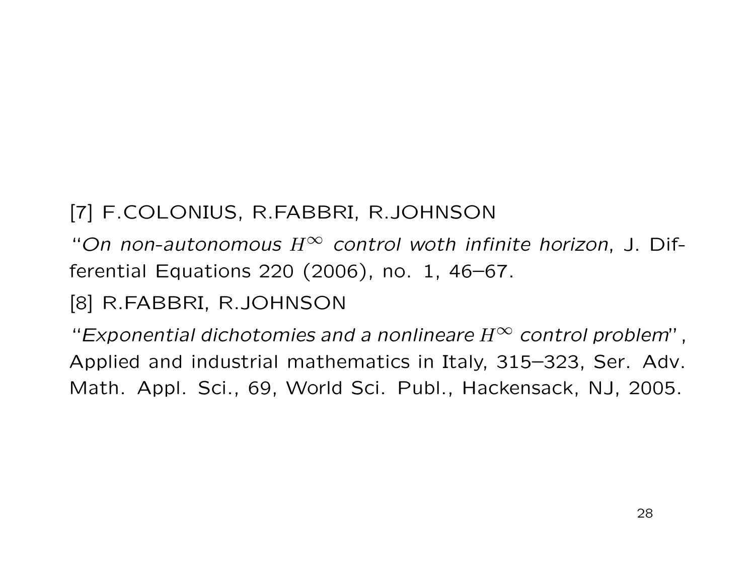[7] F.COLONIUS, R.FABBRI, R.JOHNSON

"*On non-autonomous $H^\infty$ control woth infinite horizon*, J. Differential Equations 220 (2006), no. 1, 46–67.

[8] R.FABBRI, R.JOHNSON

"*Exponential dichotomies and a nonlineare $H^\infty$ control problem*", Applied and industrial mathematics in Italy, 315–323, Ser. Adv. Math. Appl. Sci., 69, World Sci. Publ., Hackensack, NJ, 2005.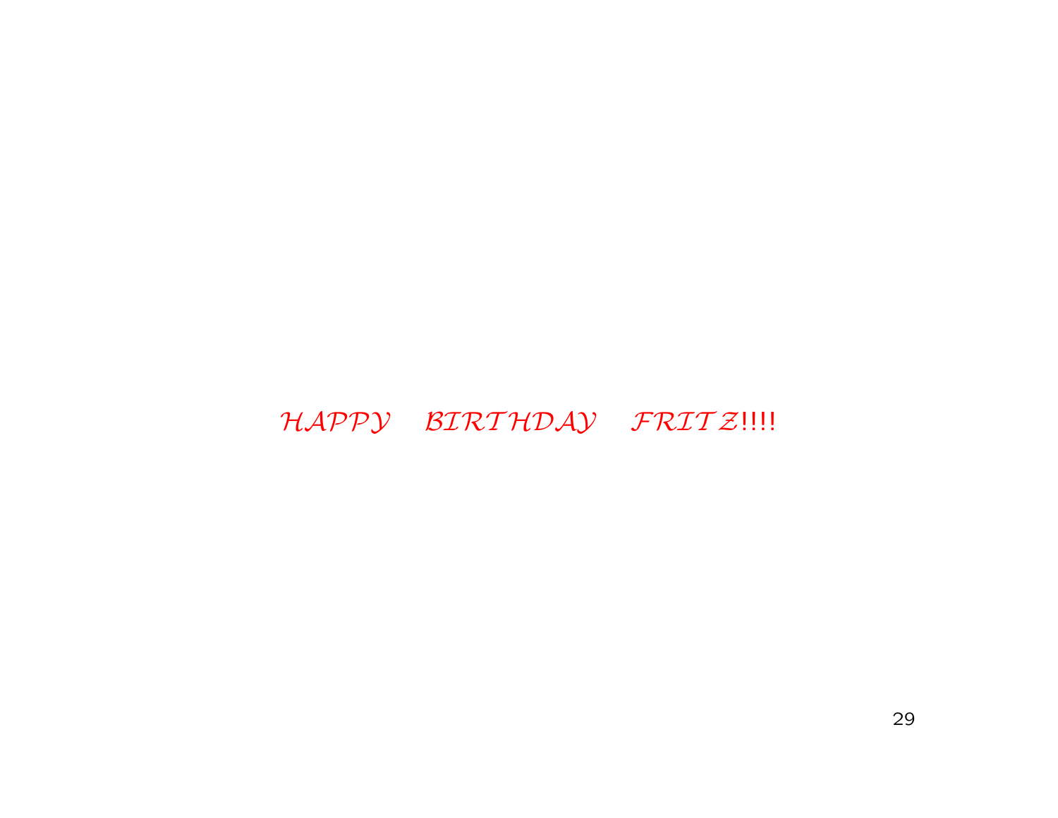*HAPPY BIRTHDAY FRITZ*!!!!